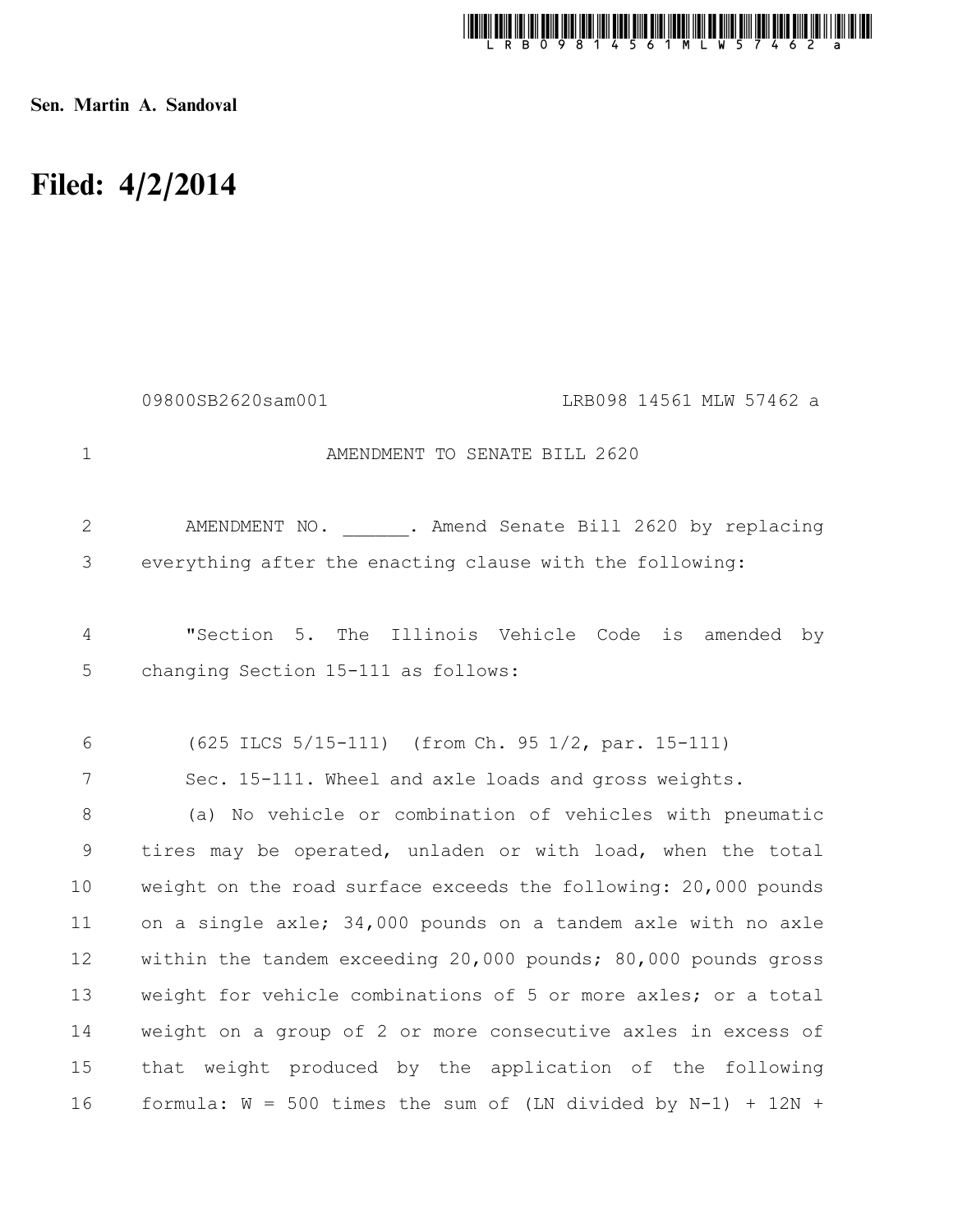Sen. Martin A. Sandoval

# Filed: 4/2/2014

09800SB2620sam001 LRB098 14561 MLW 57462 a

AMENDMENT TO SENATE BILL 2620

AMENDMENT NO. ______. Amend Senate Bill 2620 by replacing everything after the enacting clause with the following:

"Section 5. The Illinois Vehicle Code is amended by changing Section 15-111 as follows:

(625 ILCS 5/15-111) (from Ch. 95 1/2, par. 15-111)

Sec. 15-111. Wheel and axle loads and gross weights.

(a) No vehicle or combination of vehicles with pneumatic tires may be operated, unladen or with load, when the total weight on the road surface exceeds the following: 20,000 pounds on a single axle; 34,000 pounds on a tandem axle with no axle within the tandem exceeding 20,000 pounds; 80,000 pounds gross weight for vehicle combinations of 5 or more axles; or a total weight on a group of 2 or more consecutive axles in excess of that weight produced by the application of the following formula: W = 500 times the sum of (LN divided by N-1) + 12N +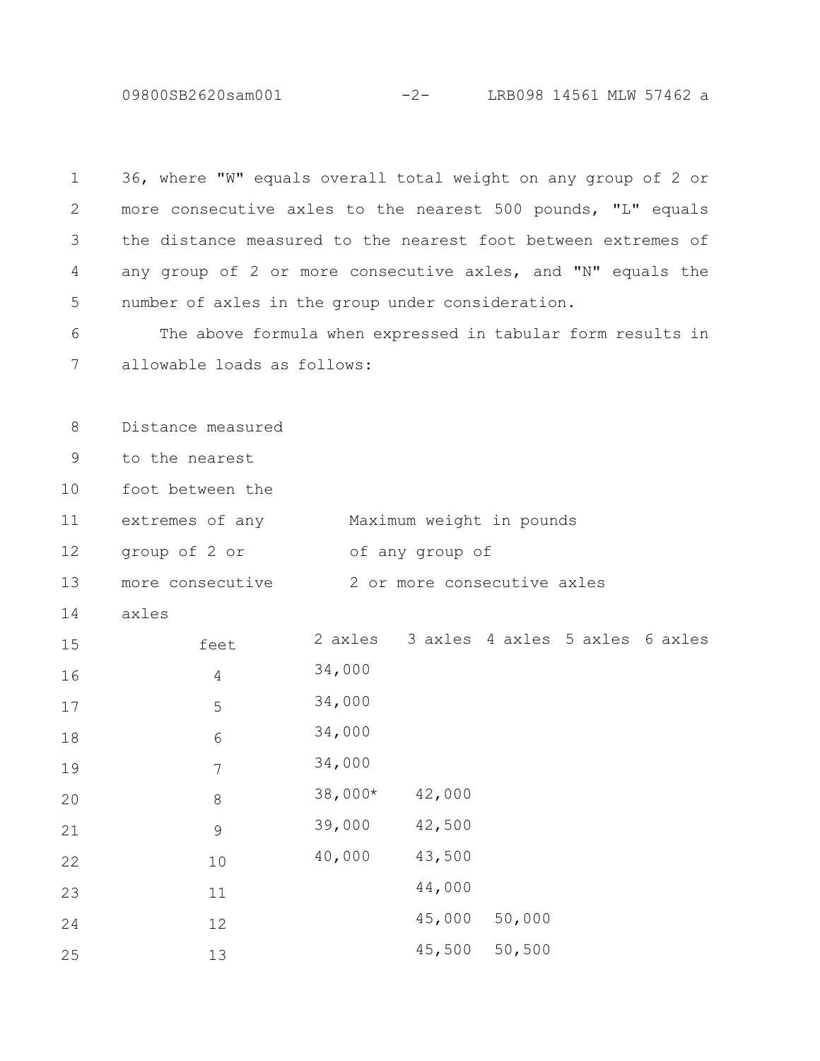36, where "W" equals overall total weight on any group of 2 or more consecutive axles to the nearest 500 pounds, "L" equals the distance measured to the nearest foot between extremes of any group of 2 or more consecutive axles, and "N" equals the number of axles in the group under consideration.

The above formula when expressed in tabular form results in allowable loads as follows:

| Distance measured to the nearest foot between the extremes of any group of 2 or more consecutive axles | Maximum weight in pounds of any group of 2 or more consecutive axles | | | | |
|---|---|---|---|---|---|
| feet | 2 axles | 3 axles | 4 axles | 5 axles | 6 axles |
| 4 | 34,000 | | | | |
| 5 | 34,000 | | | | |
| 6 | 34,000 | | | | |
| 7 | 34,000 | | | | |
| 8 | 38,000* | 42,000 | | | |
| 9 | 39,000 | 42,500 | | | |
| 10 | 40,000 | 43,500 | | | |
| 11 | | 44,000 | | | |
| 12 | | 45,000 | 50,000 | | |
| 13 | | 45,500 | 50,500 | | |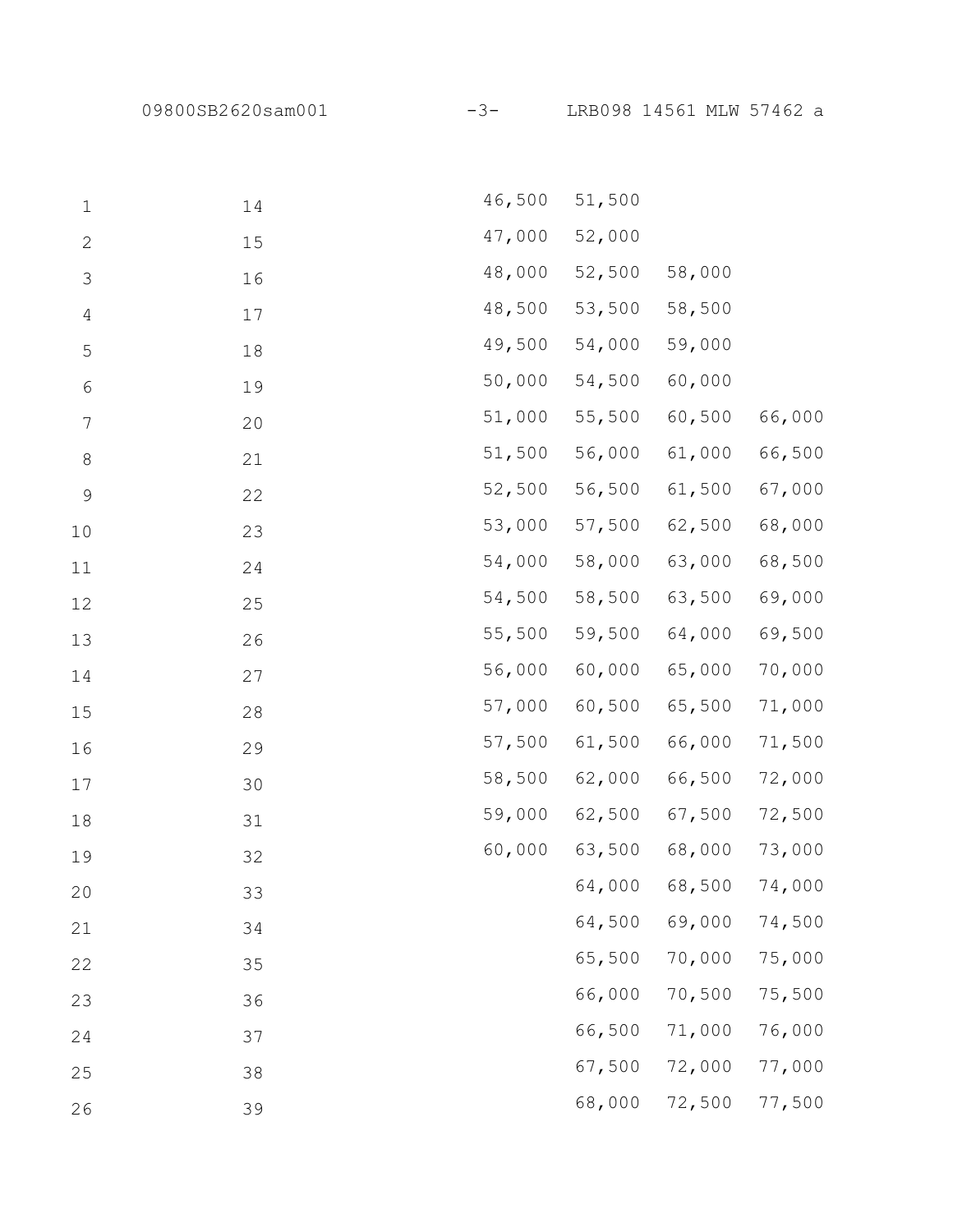| | | | | |
|---|---|---|---|---|
| 14 | 46,500 | 51,500 | | |
| 15 | 47,000 | 52,000 | | |
| 16 | 48,000 | 52,500 | 58,000 | |
| 17 | 48,500 | 53,500 | 58,500 | |
| 18 | 49,500 | 54,000 | 59,000 | |
| 19 | 50,000 | 54,500 | 60,000 | |
| 20 | 51,000 | 55,500 | 60,500 | 66,000 |
| 21 | 51,500 | 56,000 | 61,000 | 66,500 |
| 22 | 52,500 | 56,500 | 61,500 | 67,000 |
| 23 | 53,000 | 57,500 | 62,500 | 68,000 |
| 24 | 54,000 | 58,000 | 63,000 | 68,500 |
| 25 | 54,500 | 58,500 | 63,500 | 69,000 |
| 26 | 55,500 | 59,500 | 64,000 | 69,500 |
| 27 | 56,000 | 60,000 | 65,000 | 70,000 |
| 28 | 57,000 | 60,500 | 65,500 | 71,000 |
| 29 | 57,500 | 61,500 | 66,000 | 71,500 |
| 30 | 58,500 | 62,000 | 66,500 | 72,000 |
| 31 | 59,000 | 62,500 | 67,500 | 72,500 |
| 32 | 60,000 | 63,500 | 68,000 | 73,000 |
| 33 | | 64,000 | 68,500 | 74,000 |
| 34 | | 64,500 | 69,000 | 74,500 |
| 35 | | 65,500 | 70,000 | 75,000 |
| 36 | | 66,000 | 70,500 | 75,500 |
| 37 | | 66,500 | 71,000 | 76,000 |
| 38 | | 67,500 | 72,000 | 77,000 |
| 39 | | 68,000 | 72,500 | 77,500 |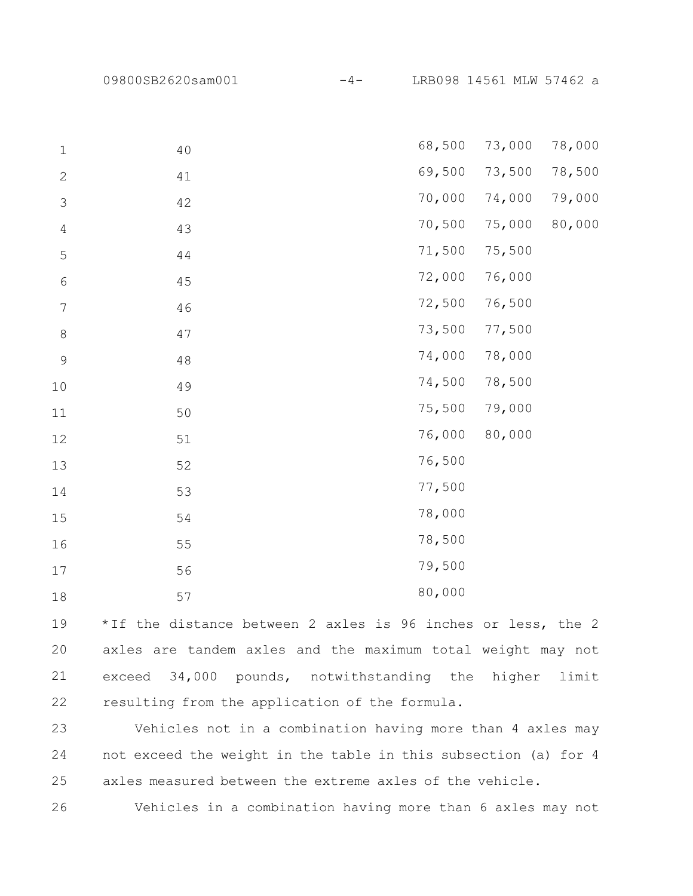| | | | |
|---|---|---|---|
| 40 | 68,500 | 73,000 | 78,000 |
| 41 | 69,500 | 73,500 | 78,500 |
| 42 | 70,000 | 74,000 | 79,000 |
| 43 | 70,500 | 75,000 | 80,000 |
| 44 | 71,500 | 75,500 | |
| 45 | 72,000 | 76,000 | |
| 46 | 72,500 | 76,500 | |
| 47 | 73,500 | 77,500 | |
| 48 | 74,000 | 78,000 | |
| 49 | 74,500 | 78,500 | |
| 50 | 75,500 | 79,000 | |
| 51 | 76,000 | 80,000 | |
| 52 | 76,500 | | |
| 53 | 77,500 | | |
| 54 | 78,000 | | |
| 55 | 78,500 | | |
| 56 | 79,500 | | |
| 57 | 80,000 | | |

*If the distance between 2 axles is 96 inches or less, the 2 axles are tandem axles and the maximum total weight may not exceed 34,000 pounds, notwithstanding the higher limit resulting from the application of the formula.

Vehicles not in a combination having more than 4 axles may not exceed the weight in the table in this subsection (a) for 4 axles measured between the extreme axles of the vehicle.

Vehicles in a combination having more than 6 axles may not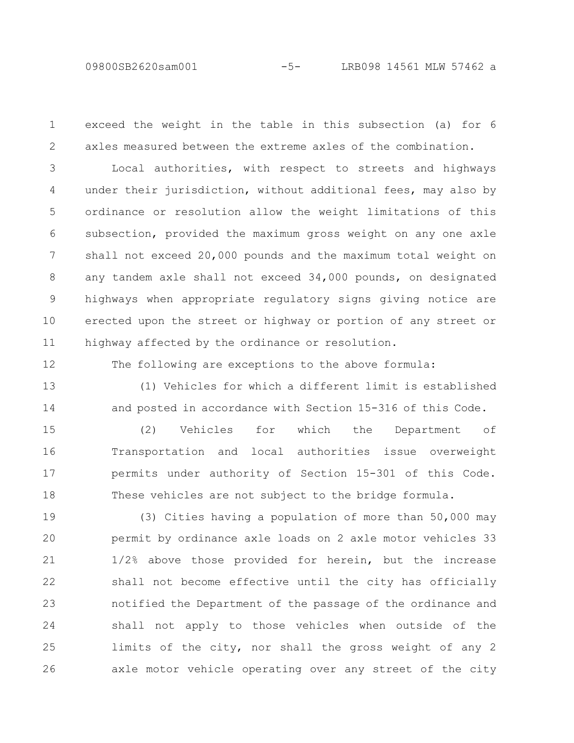exceed the weight in the table in this subsection (a) for 6 axles measured between the extreme axles of the combination.

Local authorities, with respect to streets and highways under their jurisdiction, without additional fees, may also by ordinance or resolution allow the weight limitations of this subsection, provided the maximum gross weight on any one axle shall not exceed 20,000 pounds and the maximum total weight on any tandem axle shall not exceed 34,000 pounds, on designated highways when appropriate regulatory signs giving notice are erected upon the street or highway or portion of any street or highway affected by the ordinance or resolution.

The following are exceptions to the above formula:

(1) Vehicles for which a different limit is established and posted in accordance with Section 15-316 of this Code.

(2) Vehicles for which the Department of Transportation and local authorities issue overweight permits under authority of Section 15-301 of this Code. These vehicles are not subject to the bridge formula.

(3) Cities having a population of more than 50,000 may permit by ordinance axle loads on 2 axle motor vehicles 33 1/2% above those provided for herein, but the increase shall not become effective until the city has officially notified the Department of the passage of the ordinance and shall not apply to those vehicles when outside of the limits of the city, nor shall the gross weight of any 2 axle motor vehicle operating over any street of the city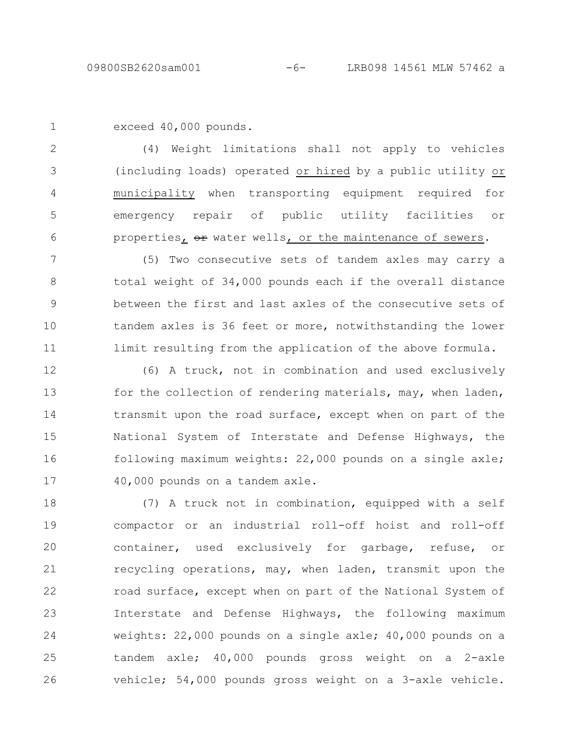exceed 40,000 pounds.

(4) Weight limitations shall not apply to vehicles (including loads) operated or hired by a public utility or municipality when transporting equipment required for emergency repair of public utility facilities or properties, ~~or~~ water wells, or the maintenance of sewers.

(5) Two consecutive sets of tandem axles may carry a total weight of 34,000 pounds each if the overall distance between the first and last axles of the consecutive sets of tandem axles is 36 feet or more, notwithstanding the lower limit resulting from the application of the above formula.

(6) A truck, not in combination and used exclusively for the collection of rendering materials, may, when laden, transmit upon the road surface, except when on part of the National System of Interstate and Defense Highways, the following maximum weights: 22,000 pounds on a single axle; 40,000 pounds on a tandem axle.

(7) A truck not in combination, equipped with a self compactor or an industrial roll-off hoist and roll-off container, used exclusively for garbage, refuse, or recycling operations, may, when laden, transmit upon the road surface, except when on part of the National System of Interstate and Defense Highways, the following maximum weights: 22,000 pounds on a single axle; 40,000 pounds on a tandem axle; 40,000 pounds gross weight on a 2-axle vehicle; 54,000 pounds gross weight on a 3-axle vehicle.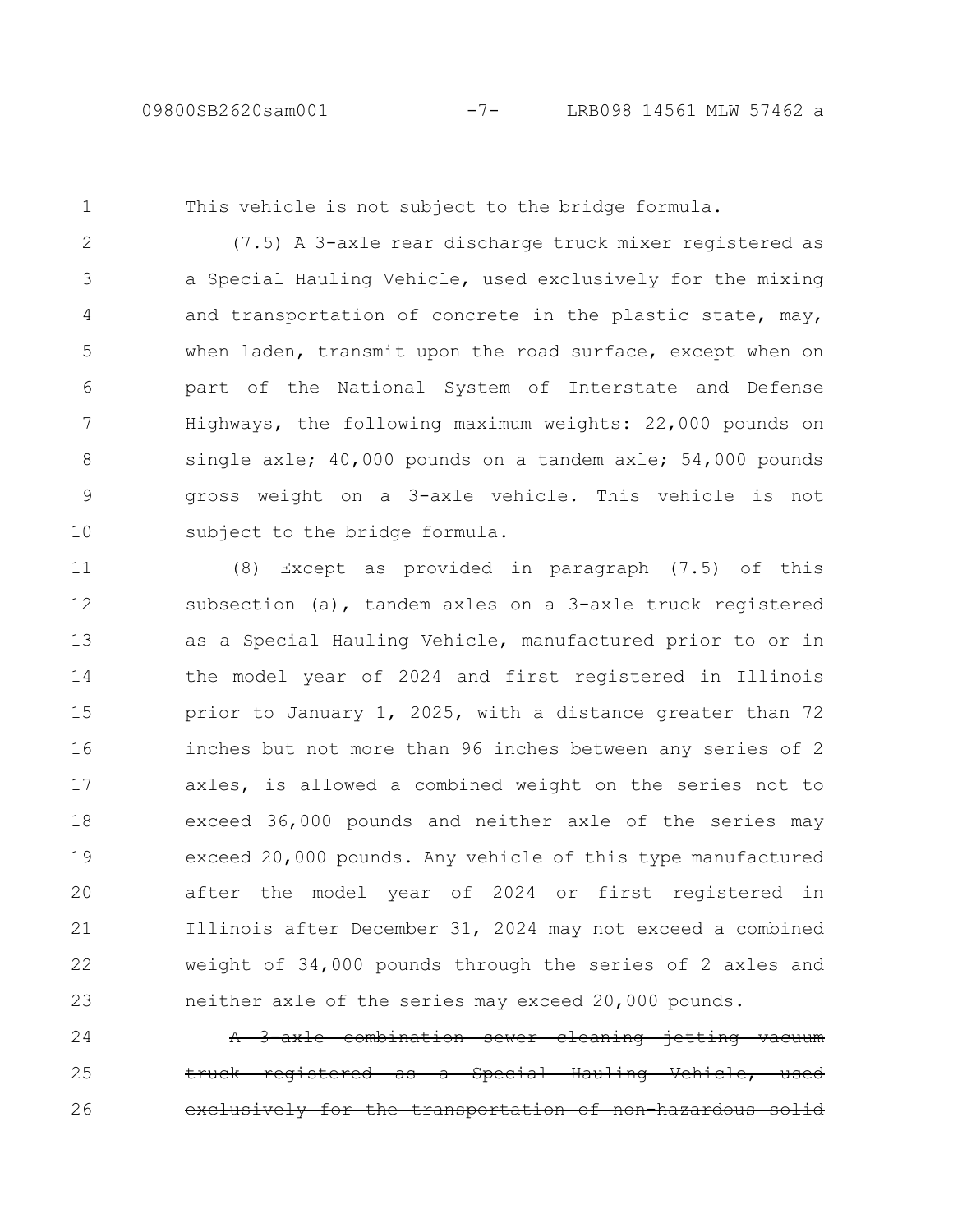This vehicle is not subject to the bridge formula.

(7.5) A 3-axle rear discharge truck mixer registered as a Special Hauling Vehicle, used exclusively for the mixing and transportation of concrete in the plastic state, may, when laden, transmit upon the road surface, except when on part of the National System of Interstate and Defense Highways, the following maximum weights: 22,000 pounds on single axle; 40,000 pounds on a tandem axle; 54,000 pounds gross weight on a 3-axle vehicle. This vehicle is not subject to the bridge formula.

(8) Except as provided in paragraph (7.5) of this subsection (a), tandem axles on a 3-axle truck registered as a Special Hauling Vehicle, manufactured prior to or in the model year of 2024 and first registered in Illinois prior to January 1, 2025, with a distance greater than 72 inches but not more than 96 inches between any series of 2 axles, is allowed a combined weight on the series not to exceed 36,000 pounds and neither axle of the series may exceed 20,000 pounds. Any vehicle of this type manufactured after the model year of 2024 or first registered in Illinois after December 31, 2024 may not exceed a combined weight of 34,000 pounds through the series of 2 axles and neither axle of the series may exceed 20,000 pounds.

~~A 3-axle combination sewer cleaning jetting vacuum truck registered as a Special Hauling Vehicle, used exclusively for the transportation of non-hazardous solid~~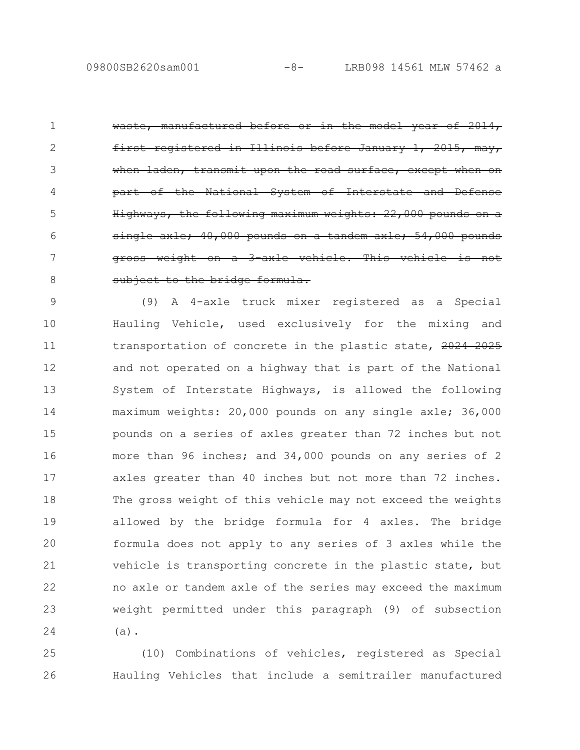~~waste, manufactured before or in the model year of 2014, first registered in Illinois before January 1, 2015, may, when laden, transmit upon the road surface, except when on part of the National System of Interstate and Defense Highways, the following maximum weights: 22,000 pounds on a single axle; 40,000 pounds on a tandem axle; 54,000 pounds gross weight on a 3-axle vehicle. This vehicle is not subject to the bridge formula.~~

(9) A 4-axle truck mixer registered as a Special Hauling Vehicle, used exclusively for the mixing and transportation of concrete in the plastic state, ~~2024 2025~~ and not operated on a highway that is part of the National System of Interstate Highways, is allowed the following maximum weights: 20,000 pounds on any single axle; 36,000 pounds on a series of axles greater than 72 inches but not more than 96 inches; and 34,000 pounds on any series of 2 axles greater than 40 inches but not more than 72 inches. The gross weight of this vehicle may not exceed the weights allowed by the bridge formula for 4 axles. The bridge formula does not apply to any series of 3 axles while the vehicle is transporting concrete in the plastic state, but no axle or tandem axle of the series may exceed the maximum weight permitted under this paragraph (9) of subsection (a).

(10) Combinations of vehicles, registered as Special Hauling Vehicles that include a semitrailer manufactured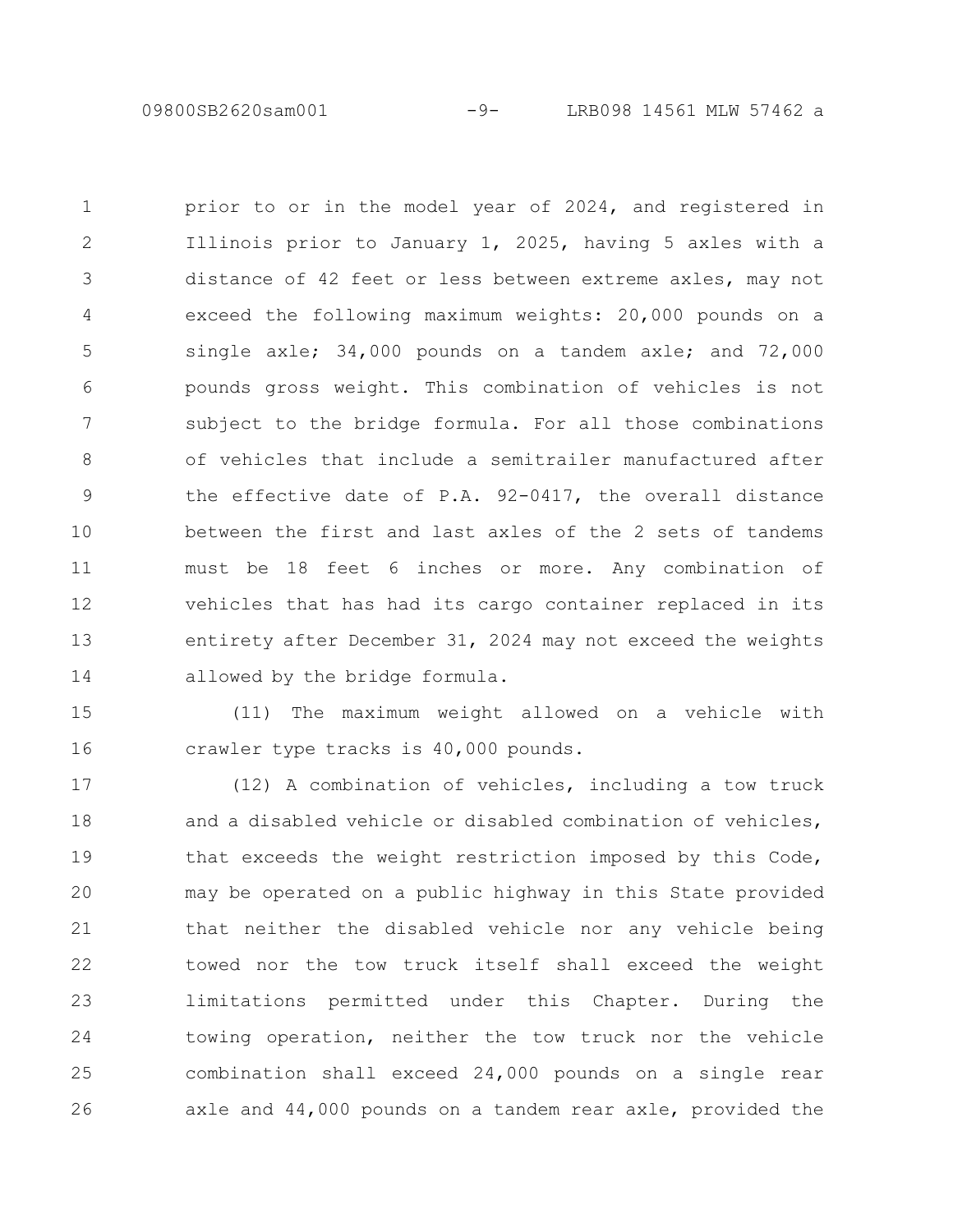prior to or in the model year of 2024, and registered in Illinois prior to January 1, 2025, having 5 axles with a distance of 42 feet or less between extreme axles, may not exceed the following maximum weights: 20,000 pounds on a single axle; 34,000 pounds on a tandem axle; and 72,000 pounds gross weight. This combination of vehicles is not subject to the bridge formula. For all those combinations of vehicles that include a semitrailer manufactured after the effective date of P.A. 92-0417, the overall distance between the first and last axles of the 2 sets of tandems must be 18 feet 6 inches or more. Any combination of vehicles that has had its cargo container replaced in its entirety after December 31, 2024 may not exceed the weights allowed by the bridge formula.

(11) The maximum weight allowed on a vehicle with crawler type tracks is 40,000 pounds.

(12) A combination of vehicles, including a tow truck and a disabled vehicle or disabled combination of vehicles, that exceeds the weight restriction imposed by this Code, may be operated on a public highway in this State provided that neither the disabled vehicle nor any vehicle being towed nor the tow truck itself shall exceed the weight limitations permitted under this Chapter. During the towing operation, neither the tow truck nor the vehicle combination shall exceed 24,000 pounds on a single rear axle and 44,000 pounds on a tandem rear axle, provided the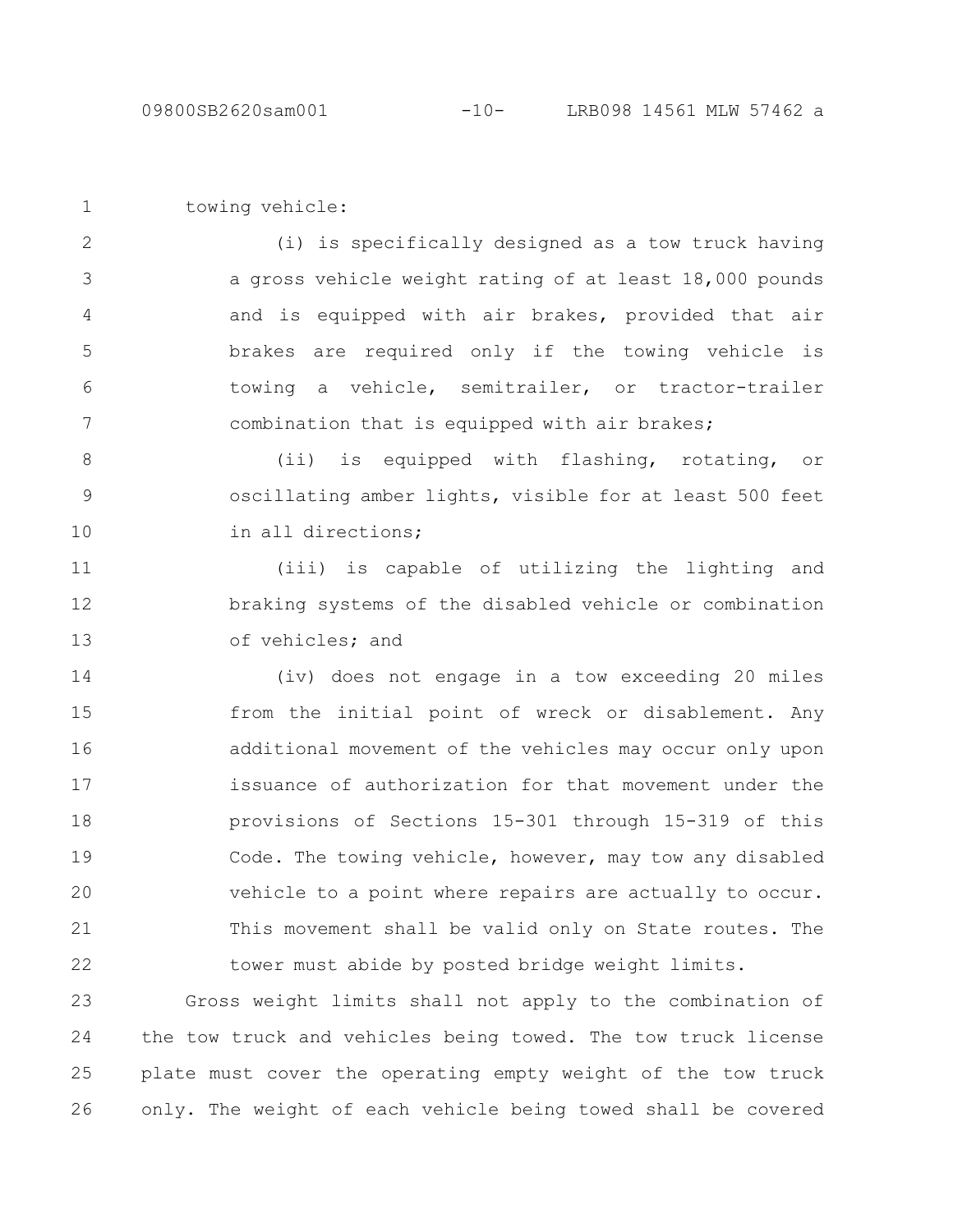towing vehicle:

(i) is specifically designed as a tow truck having a gross vehicle weight rating of at least 18,000 pounds and is equipped with air brakes, provided that air brakes are required only if the towing vehicle is towing a vehicle, semitrailer, or tractor-trailer combination that is equipped with air brakes;

(ii) is equipped with flashing, rotating, or oscillating amber lights, visible for at least 500 feet in all directions;

(iii) is capable of utilizing the lighting and braking systems of the disabled vehicle or combination of vehicles; and

(iv) does not engage in a tow exceeding 20 miles from the initial point of wreck or disablement. Any additional movement of the vehicles may occur only upon issuance of authorization for that movement under the provisions of Sections 15-301 through 15-319 of this Code. The towing vehicle, however, may tow any disabled vehicle to a point where repairs are actually to occur. This movement shall be valid only on State routes. The tower must abide by posted bridge weight limits.

Gross weight limits shall not apply to the combination of the tow truck and vehicles being towed. The tow truck license plate must cover the operating empty weight of the tow truck only. The weight of each vehicle being towed shall be covered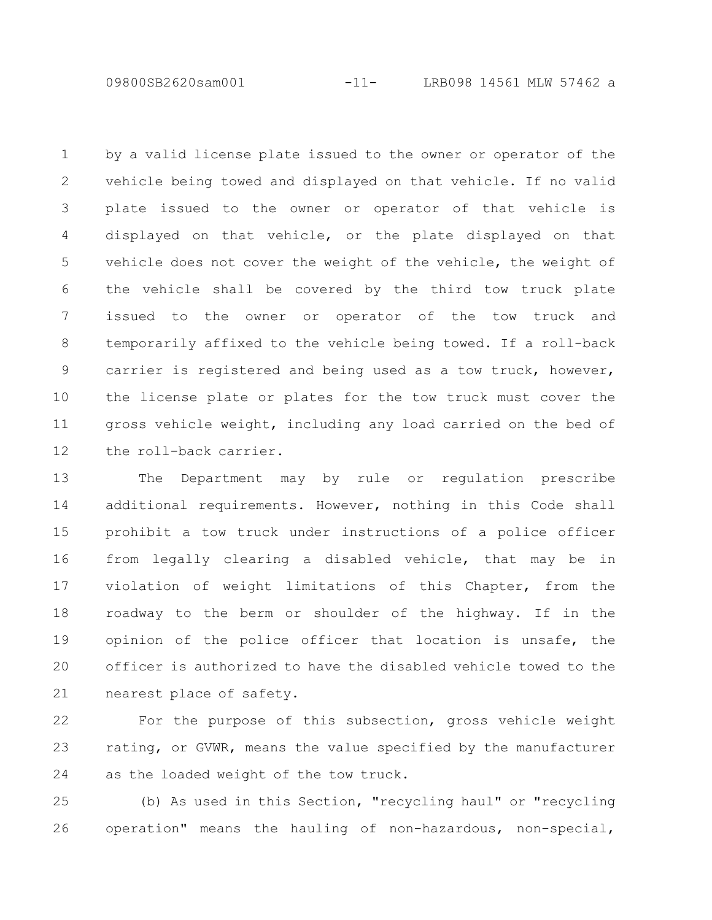by a valid license plate issued to the owner or operator of the vehicle being towed and displayed on that vehicle. If no valid plate issued to the owner or operator of that vehicle is displayed on that vehicle, or the plate displayed on that vehicle does not cover the weight of the vehicle, the weight of the vehicle shall be covered by the third tow truck plate issued to the owner or operator of the tow truck and temporarily affixed to the vehicle being towed. If a roll-back carrier is registered and being used as a tow truck, however, the license plate or plates for the tow truck must cover the gross vehicle weight, including any load carried on the bed of the roll-back carrier.

The Department may by rule or regulation prescribe additional requirements. However, nothing in this Code shall prohibit a tow truck under instructions of a police officer from legally clearing a disabled vehicle, that may be in violation of weight limitations of this Chapter, from the roadway to the berm or shoulder of the highway. If in the opinion of the police officer that location is unsafe, the officer is authorized to have the disabled vehicle towed to the nearest place of safety.

For the purpose of this subsection, gross vehicle weight rating, or GVWR, means the value specified by the manufacturer as the loaded weight of the tow truck.

(b) As used in this Section, "recycling haul" or "recycling operation" means the hauling of non-hazardous, non-special,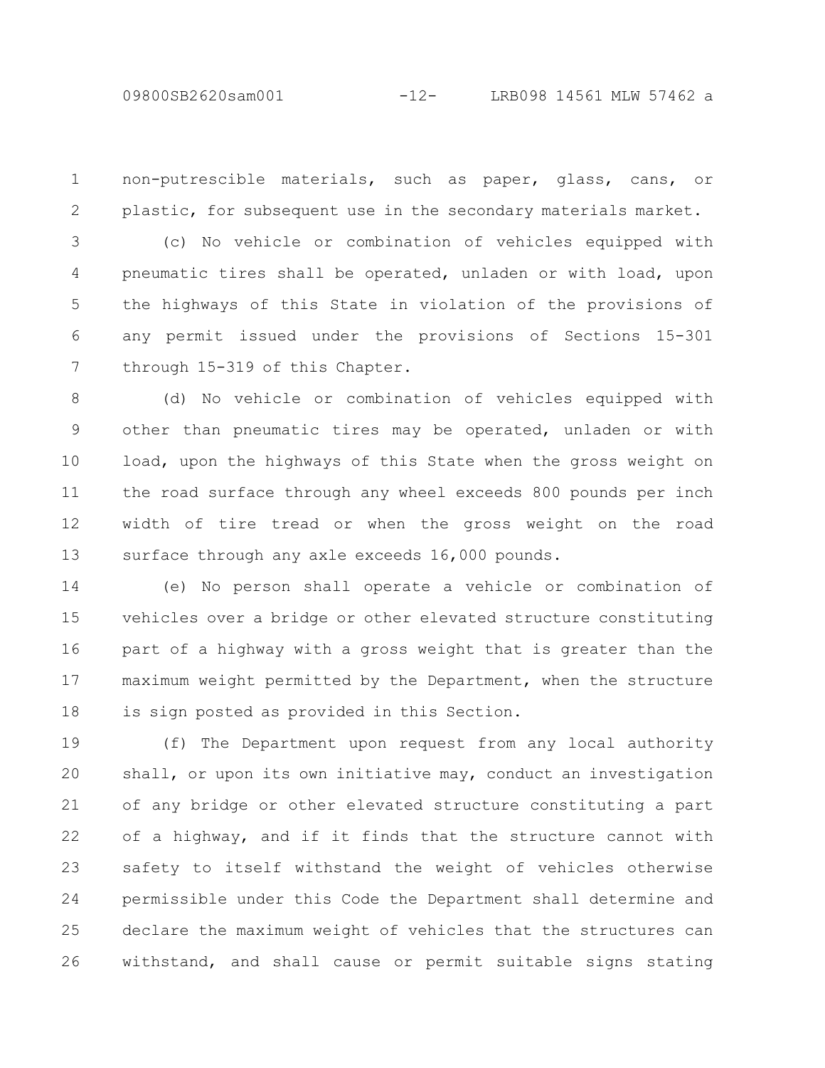non-putrescible materials, such as paper, glass, cans, or plastic, for subsequent use in the secondary materials market.

(c) No vehicle or combination of vehicles equipped with pneumatic tires shall be operated, unladen or with load, upon the highways of this State in violation of the provisions of any permit issued under the provisions of Sections 15-301 through 15-319 of this Chapter.

(d) No vehicle or combination of vehicles equipped with other than pneumatic tires may be operated, unladen or with load, upon the highways of this State when the gross weight on the road surface through any wheel exceeds 800 pounds per inch width of tire tread or when the gross weight on the road surface through any axle exceeds 16,000 pounds.

(e) No person shall operate a vehicle or combination of vehicles over a bridge or other elevated structure constituting part of a highway with a gross weight that is greater than the maximum weight permitted by the Department, when the structure is sign posted as provided in this Section.

(f) The Department upon request from any local authority shall, or upon its own initiative may, conduct an investigation of any bridge or other elevated structure constituting a part of a highway, and if it finds that the structure cannot with safety to itself withstand the weight of vehicles otherwise permissible under this Code the Department shall determine and declare the maximum weight of vehicles that the structures can withstand, and shall cause or permit suitable signs stating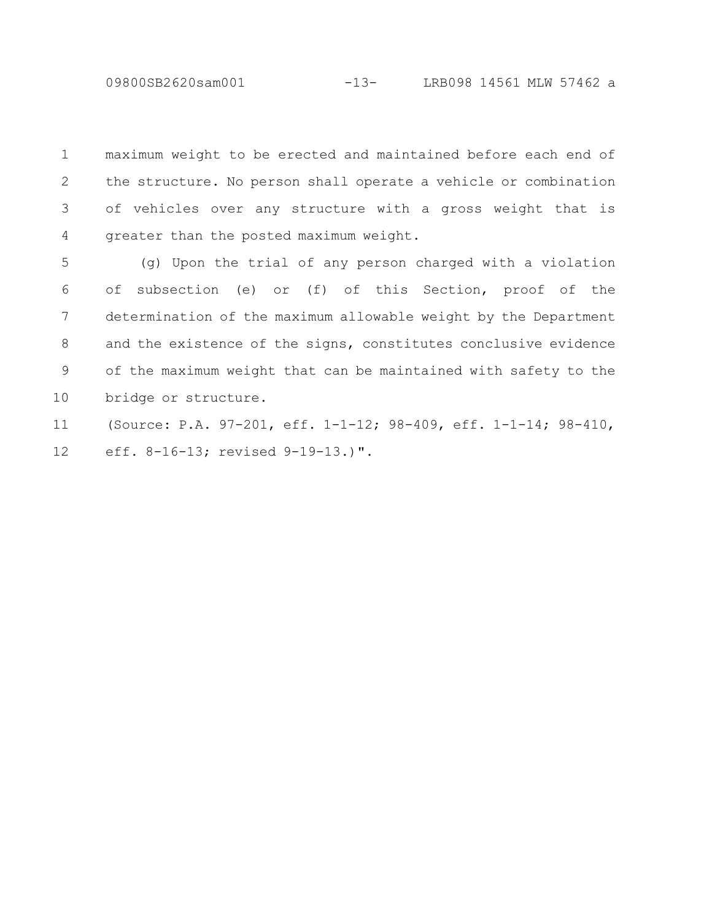maximum weight to be erected and maintained before each end of the structure. No person shall operate a vehicle or combination of vehicles over any structure with a gross weight that is greater than the posted maximum weight.

(g) Upon the trial of any person charged with a violation of subsection (e) or (f) of this Section, proof of the determination of the maximum allowable weight by the Department and the existence of the signs, constitutes conclusive evidence of the maximum weight that can be maintained with safety to the bridge or structure.

(Source: P.A. 97-201, eff. 1-1-12; 98-409, eff. 1-1-14; 98-410, eff. 8-16-13; revised 9-19-13.)".